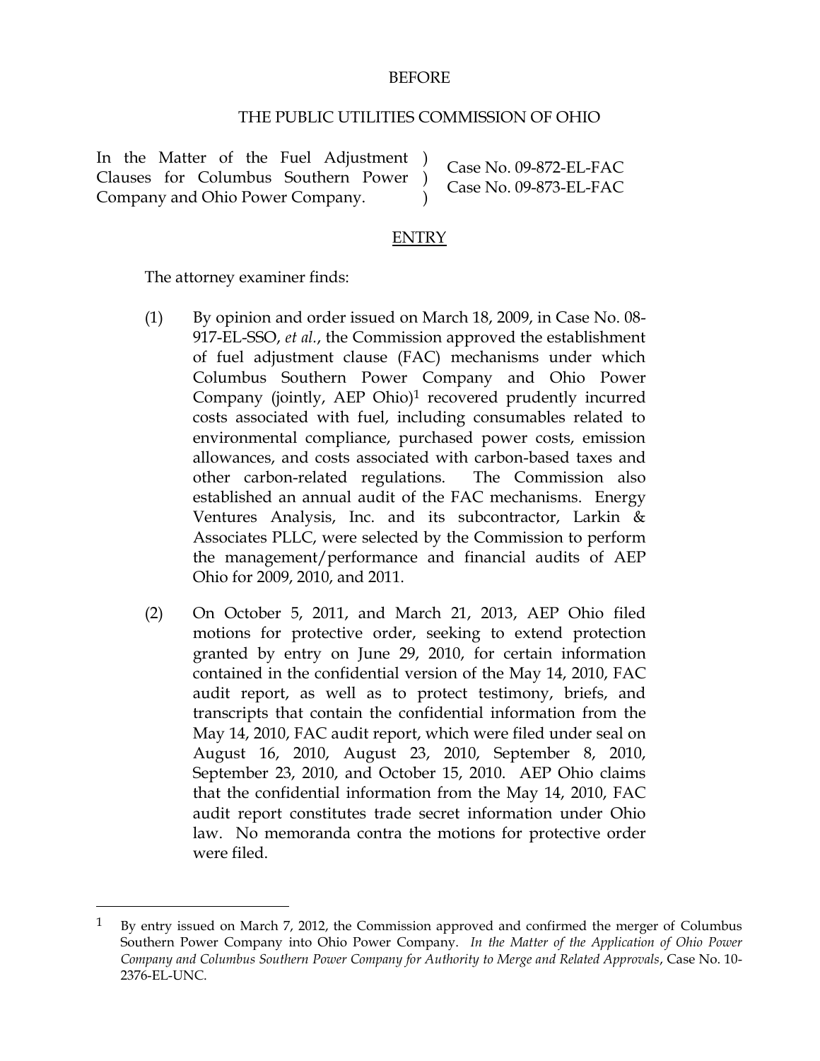BEFORE

THE PUBLIC UTILITIES COMMISSION OF OHIO

| | |
|---|---|
| In the Matter of the Fuel Adjustment Clauses for Columbus Southern Power Company and Ohio Power Company. ) ) ) | Case No. 09-872-EL-FAC<br>Case No. 09-873-EL-FAC |

ENTRY

The attorney examiner finds:

(1) By opinion and order issued on March 18, 2009, in Case No. 08-917-EL-SSO, *et al.*, the Commission approved the establishment of fuel adjustment clause (FAC) mechanisms under which Columbus Southern Power Company and Ohio Power Company (jointly, AEP Ohio)[1] recovered prudently incurred costs associated with fuel, including consumables related to environmental compliance, purchased power costs, emission allowances, and costs associated with carbon-based taxes and other carbon-related regulations. The Commission also established an annual audit of the FAC mechanisms. Energy Ventures Analysis, Inc. and its subcontractor, Larkin & Associates PLLC, were selected by the Commission to perform the management/performance and financial audits of AEP Ohio for 2009, 2010, and 2011.

(2) On October 5, 2011, and March 21, 2013, AEP Ohio filed motions for protective order, seeking to extend protection granted by entry on June 29, 2010, for certain information contained in the confidential version of the May 14, 2010, FAC audit report, as well as to protect testimony, briefs, and transcripts that contain the confidential information from the May 14, 2010, FAC audit report, which were filed under seal on August 16, 2010, August 23, 2010, September 8, 2010, September 23, 2010, and October 15, 2010. AEP Ohio claims that the confidential information from the May 14, 2010, FAC audit report constitutes trade secret information under Ohio law. No memoranda contra the motions for protective order were filed.

[1] By entry issued on March 7, 2012, the Commission approved and confirmed the merger of Columbus Southern Power Company into Ohio Power Company. *In the Matter of the Application of Ohio Power Company and Columbus Southern Power Company for Authority to Merge and Related Approvals*, Case No. 10-2376-EL-UNC.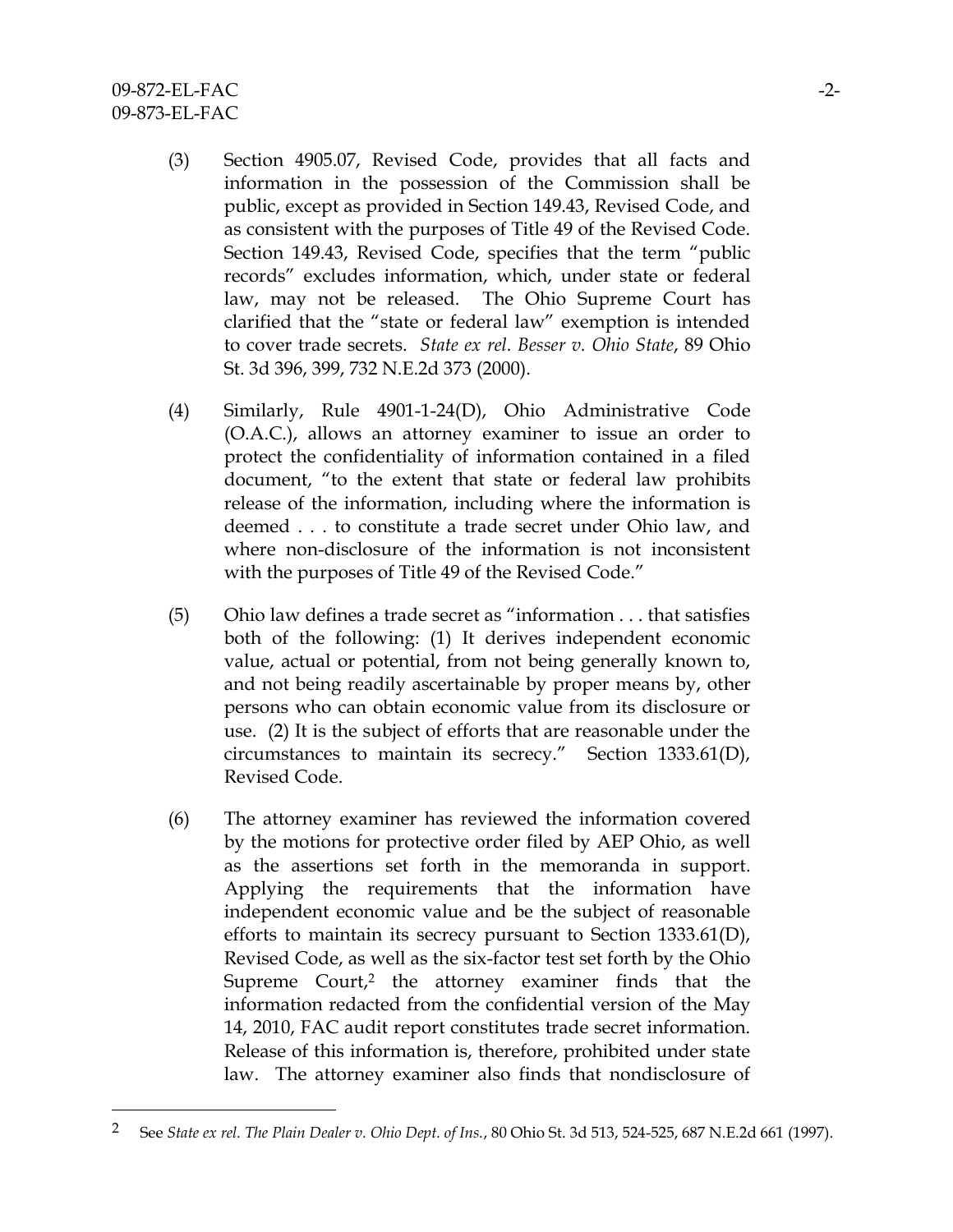(3) Section 4905.07, Revised Code, provides that all facts and information in the possession of the Commission shall be public, except as provided in Section 149.43, Revised Code, and as consistent with the purposes of Title 49 of the Revised Code. Section 149.43, Revised Code, specifies that the term "public records" excludes information, which, under state or federal law, may not be released. The Ohio Supreme Court has clarified that the "state or federal law" exemption is intended to cover trade secrets. *State ex rel. Besser v. Ohio State*, 89 Ohio St. 3d 396, 399, 732 N.E.2d 373 (2000).

(4) Similarly, Rule 4901-1-24(D), Ohio Administrative Code (O.A.C.), allows an attorney examiner to issue an order to protect the confidentiality of information contained in a filed document, "to the extent that state or federal law prohibits release of the information, including where the information is deemed . . . to constitute a trade secret under Ohio law, and where non-disclosure of the information is not inconsistent with the purposes of Title 49 of the Revised Code."

(5) Ohio law defines a trade secret as "information . . . that satisfies both of the following: (1) It derives independent economic value, actual or potential, from not being generally known to, and not being readily ascertainable by proper means by, other persons who can obtain economic value from its disclosure or use. (2) It is the subject of efforts that are reasonable under the circumstances to maintain its secrecy." Section 1333.61(D), Revised Code.

(6) The attorney examiner has reviewed the information covered by the motions for protective order filed by AEP Ohio, as well as the assertions set forth in the memoranda in support. Applying the requirements that the information have independent economic value and be the subject of reasonable efforts to maintain its secrecy pursuant to Section 1333.61(D), Revised Code, as well as the six-factor test set forth by the Ohio Supreme Court,[2] the attorney examiner finds that the information redacted from the confidential version of the May 14, 2010, FAC audit report constitutes trade secret information. Release of this information is, therefore, prohibited under state law. The attorney examiner also finds that nondisclosure of

---

[2] See *State ex rel. The Plain Dealer v. Ohio Dept. of Ins.*, 80 Ohio St. 3d 513, 524-525, 687 N.E.2d 661 (1997).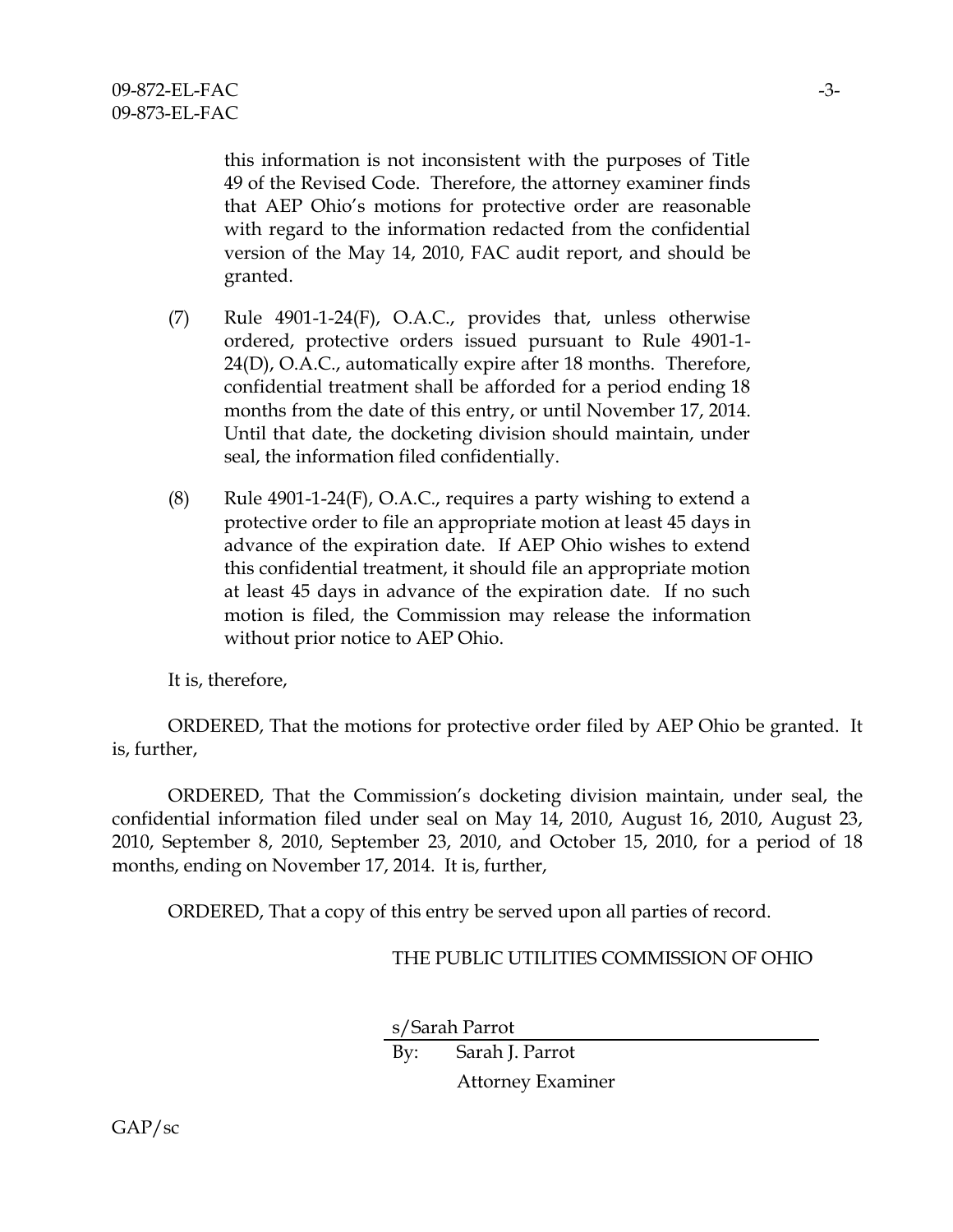this information is not inconsistent with the purposes of Title 49 of the Revised Code. Therefore, the attorney examiner finds that AEP Ohio's motions for protective order are reasonable with regard to the information redacted from the confidential version of the May 14, 2010, FAC audit report, and should be granted.

(7) Rule 4901-1-24(F), O.A.C., provides that, unless otherwise ordered, protective orders issued pursuant to Rule 4901-1-24(D), O.A.C., automatically expire after 18 months. Therefore, confidential treatment shall be afforded for a period ending 18 months from the date of this entry, or until November 17, 2014. Until that date, the docketing division should maintain, under seal, the information filed confidentially.

(8) Rule 4901-1-24(F), O.A.C., requires a party wishing to extend a protective order to file an appropriate motion at least 45 days in advance of the expiration date. If AEP Ohio wishes to extend this confidential treatment, it should file an appropriate motion at least 45 days in advance of the expiration date. If no such motion is filed, the Commission may release the information without prior notice to AEP Ohio.

It is, therefore,

ORDERED, That the motions for protective order filed by AEP Ohio be granted. It is, further,

ORDERED, That the Commission's docketing division maintain, under seal, the confidential information filed under seal on May 14, 2010, August 16, 2010, August 23, 2010, September 8, 2010, September 23, 2010, and October 15, 2010, for a period of 18 months, ending on November 17, 2014. It is, further,

ORDERED, That a copy of this entry be served upon all parties of record.

THE PUBLIC UTILITIES COMMISSION OF OHIO

s/Sarah Parrot

By: Sarah J. Parrot
Attorney Examiner

GAP/sc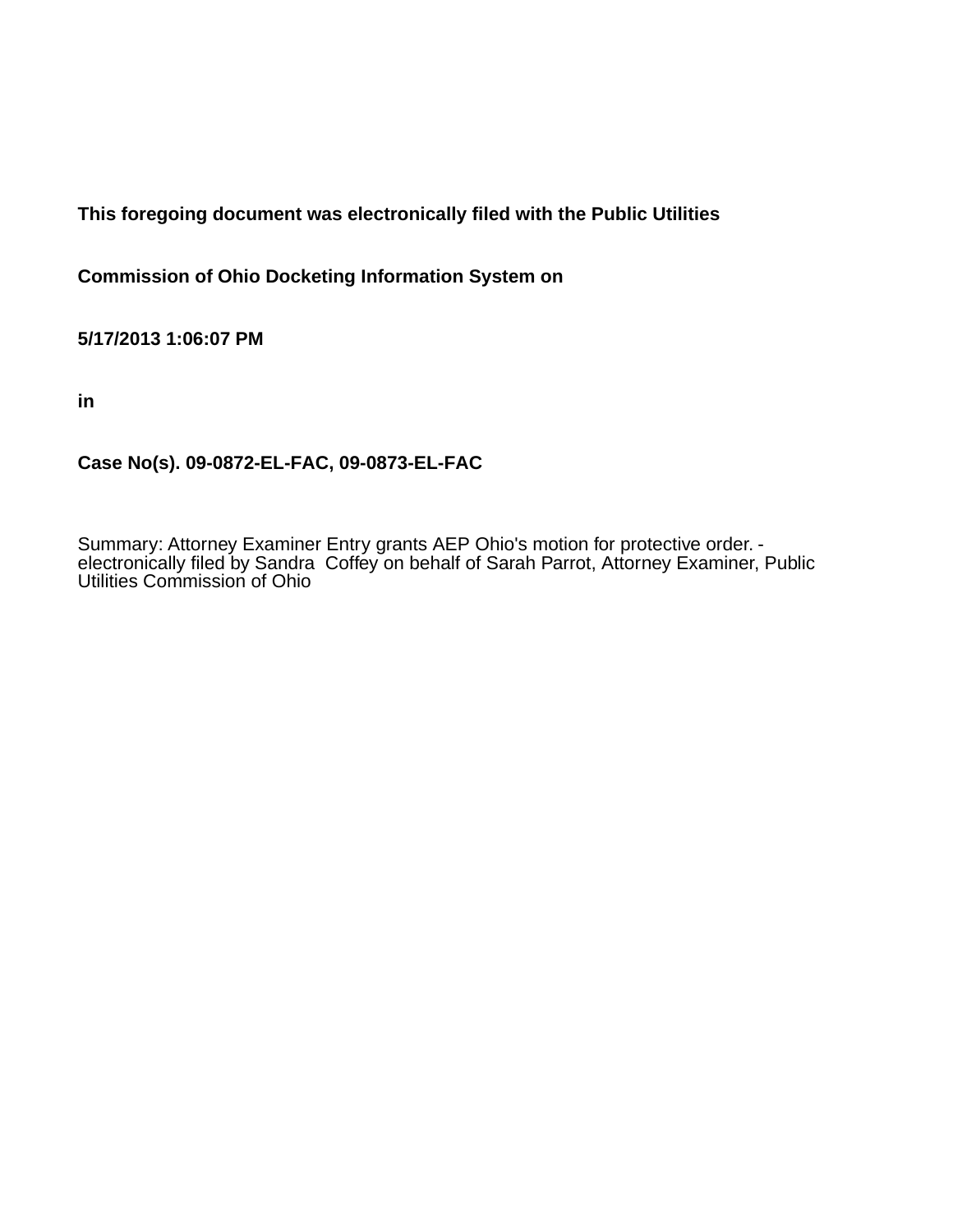**This foregoing document was electronically filed with the Public Utilities**

**Commission of Ohio Docketing Information System on**

**5/17/2013 1:06:07 PM**

**in**

**Case No(s). 09-0872-EL-FAC, 09-0873-EL-FAC**

Summary: Attorney Examiner Entry grants AEP Ohio's motion for protective order. - electronically filed by Sandra Coffey on behalf of Sarah Parrot, Attorney Examiner, Public Utilities Commission of Ohio